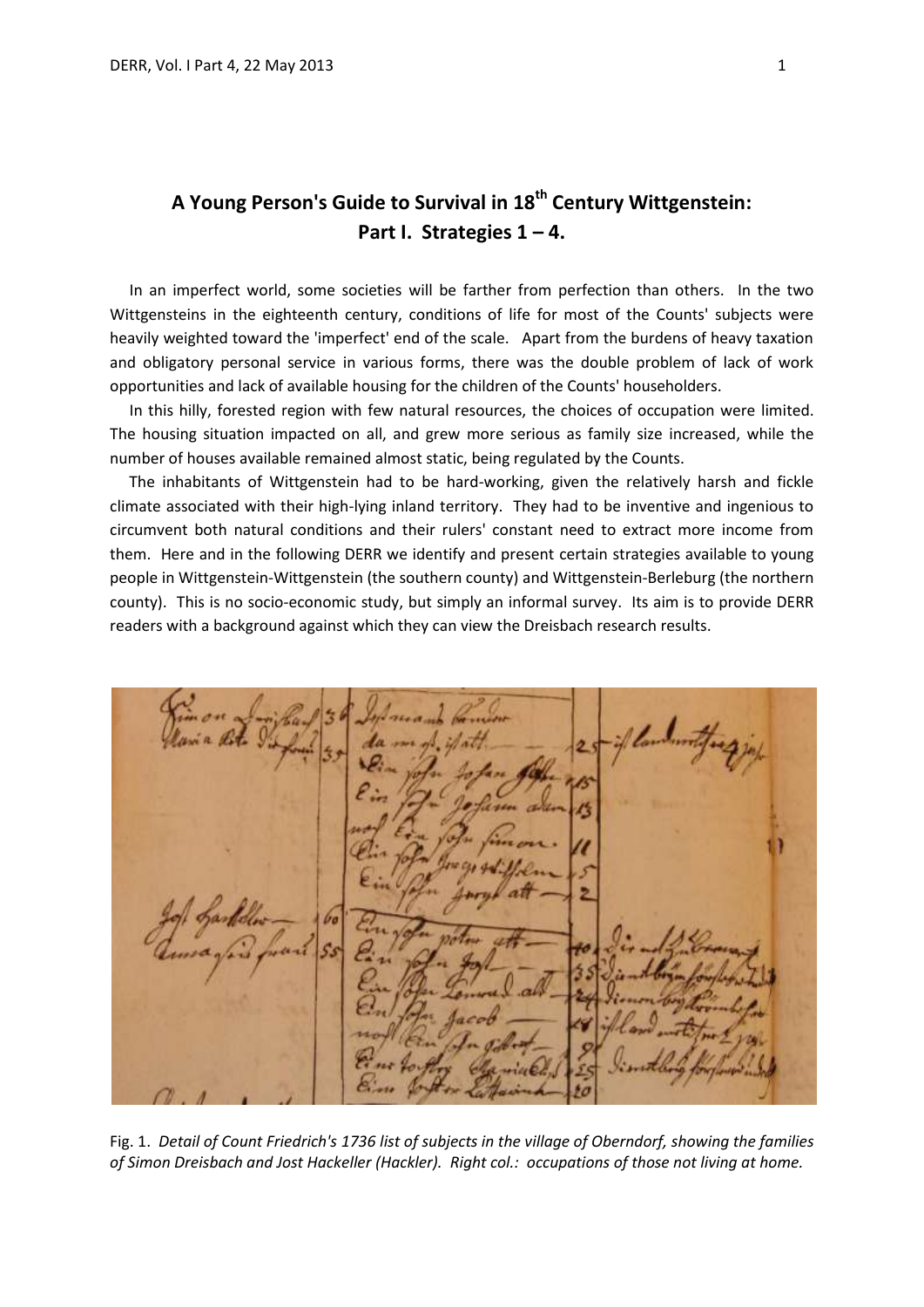# A Young Person's Guide to Survival in 18th Century Wittgenstein: Part I. Strategies 1 – 4.

In an imperfect world, some societies will be farther from perfection than others. In the two Wittgensteins in the eighteenth century, conditions of life for most of the Counts' subjects were heavily weighted toward the 'imperfect' end of the scale. Apart from the burdens of heavy taxation and obligatory personal service in various forms, there was the double problem of lack of work opportunities and lack of available housing for the children of the Counts' householders.

In this hilly, forested region with few natural resources, the choices of occupation were limited. The housing situation impacted on all, and grew more serious as family size increased, while the number of houses available remained almost static, being regulated by the Counts.

The inhabitants of Wittgenstein had to be hard-working, given the relatively harsh and fickle climate associated with their high-lying inland territory. They had to be inventive and ingenious to circumvent both natural conditions and their rulers' constant need to extract more income from them. Here and in the following DERR we identify and present certain strategies available to young people in Wittgenstein-Wittgenstein (the southern county) and Wittgenstein-Berleburg (the northern county). This is no socio-economic study, but simply an informal survey. Its aim is to provide DERR readers with a background against which they can view the Dreisbach research results.

Fig. 1. *Detail of Count Friedrich's 1736 list of subjects in the village of Oberndorf, showing the families of Simon Dreisbach and Jost Hackeller (Hackler). Right col.: occupations of those not living at home.*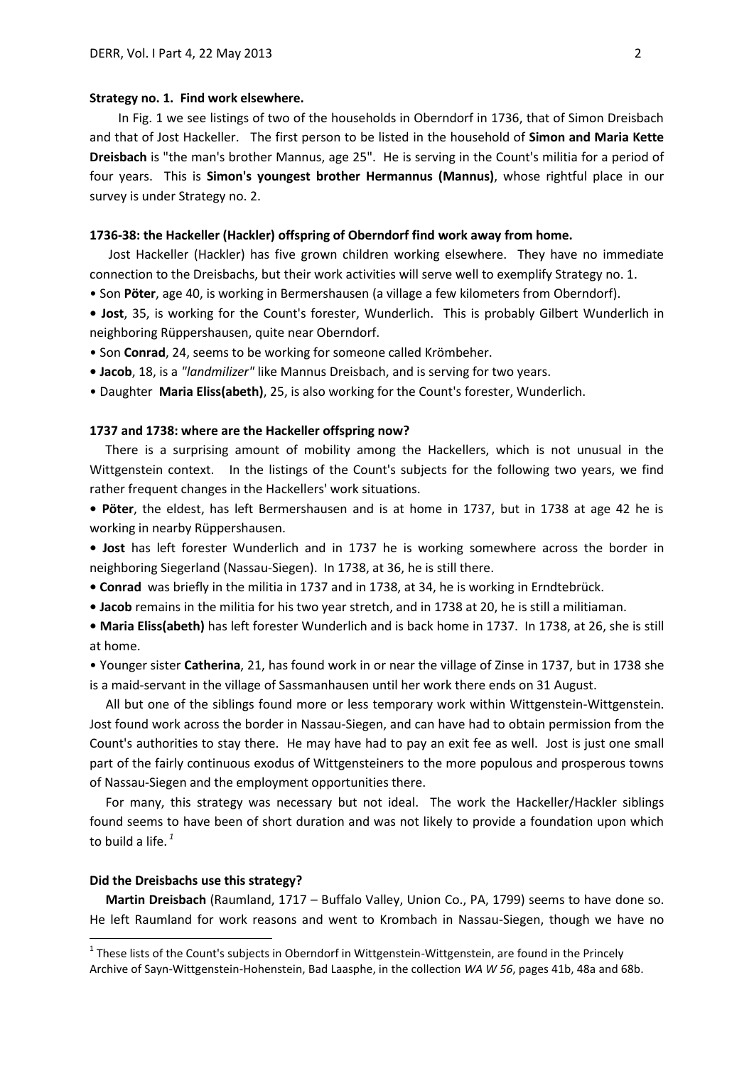**Strategy no. 1. Find work elsewhere.**

In Fig. 1 we see listings of two of the households in Oberndorf in 1736, that of Simon Dreisbach and that of Jost Hackeller. The first person to be listed in the household of **Simon and Maria Kette Dreisbach** is "the man's brother Mannus, age 25". He is serving in the Count's militia for a period of four years. This is **Simon's youngest brother Hermannus (Mannus)**, whose rightful place in our survey is under Strategy no. 2.

**1736-38: the Hackeller (Hackler) offspring of Oberndorf find work away from home.**

Jost Hackeller (Hackler) has five grown children working elsewhere. They have no immediate connection to the Dreisbachs, but their work activities will serve well to exemplify Strategy no. 1.

- Son **Pöter**, age 40, is working in Bermershausen (a village a few kilometers from Oberndorf).
- **Jost**, 35, is working for the Count's forester, Wunderlich. This is probably Gilbert Wunderlich in neighboring Rüppershausen, quite near Oberndorf.
- Son **Conrad**, 24, seems to be working for someone called Krömbeher.
- **Jacob**, 18, is a *"landmilizer"* like Mannus Dreisbach, and is serving for two years.
- Daughter **Maria Eliss(abeth)**, 25, is also working for the Count's forester, Wunderlich.

**1737 and 1738: where are the Hackeller offspring now?**

There is a surprising amount of mobility among the Hackellers, which is not unusual in the Wittgenstein context. In the listings of the Count's subjects for the following two years, we find rather frequent changes in the Hackellers' work situations.

- **Pöter**, the eldest, has left Bermershausen and is at home in 1737, but in 1738 at age 42 he is working in nearby Rüppershausen.
- **Jost** has left forester Wunderlich and in 1737 he is working somewhere across the border in neighboring Siegerland (Nassau-Siegen). In 1738, at 36, he is still there.
- **Conrad** was briefly in the militia in 1737 and in 1738, at 34, he is working in Erndtebrück.
- **Jacob** remains in the militia for his two year stretch, and in 1738 at 20, he is still a militiaman.
- **Maria Eliss(abeth)** has left forester Wunderlich and is back home in 1737. In 1738, at 26, she is still at home.
- Younger sister **Catherina**, 21, has found work in or near the village of Zinse in 1737, but in 1738 she is a maid-servant in the village of Sassmanhausen until her work there ends on 31 August.

All but one of the siblings found more or less temporary work within Wittgenstein-Wittgenstein. Jost found work across the border in Nassau-Siegen, and can have had to obtain permission from the Count's authorities to stay there. He may have had to pay an exit fee as well. Jost is just one small part of the fairly continuous exodus of Wittgensteiners to the more populous and prosperous towns of Nassau-Siegen and the employment opportunities there.

For many, this strategy was necessary but not ideal. The work the Hackeller/Hackler siblings found seems to have been of short duration and was not likely to provide a foundation upon which to build a life.[1]

**Did the Dreisbachs use this strategy?**

**Martin Dreisbach** (Raumland, 1717 – Buffalo Valley, Union Co., PA, 1799) seems to have done so. He left Raumland for work reasons and went to Krombach in Nassau-Siegen, though we have no

[1] These lists of the Count's subjects in Oberndorf in Wittgenstein-Wittgenstein, are found in the Princely Archive of Sayn-Wittgenstein-Hohenstein, Bad Laasphe, in the collection *WA W 56*, pages 41b, 48a and 68b.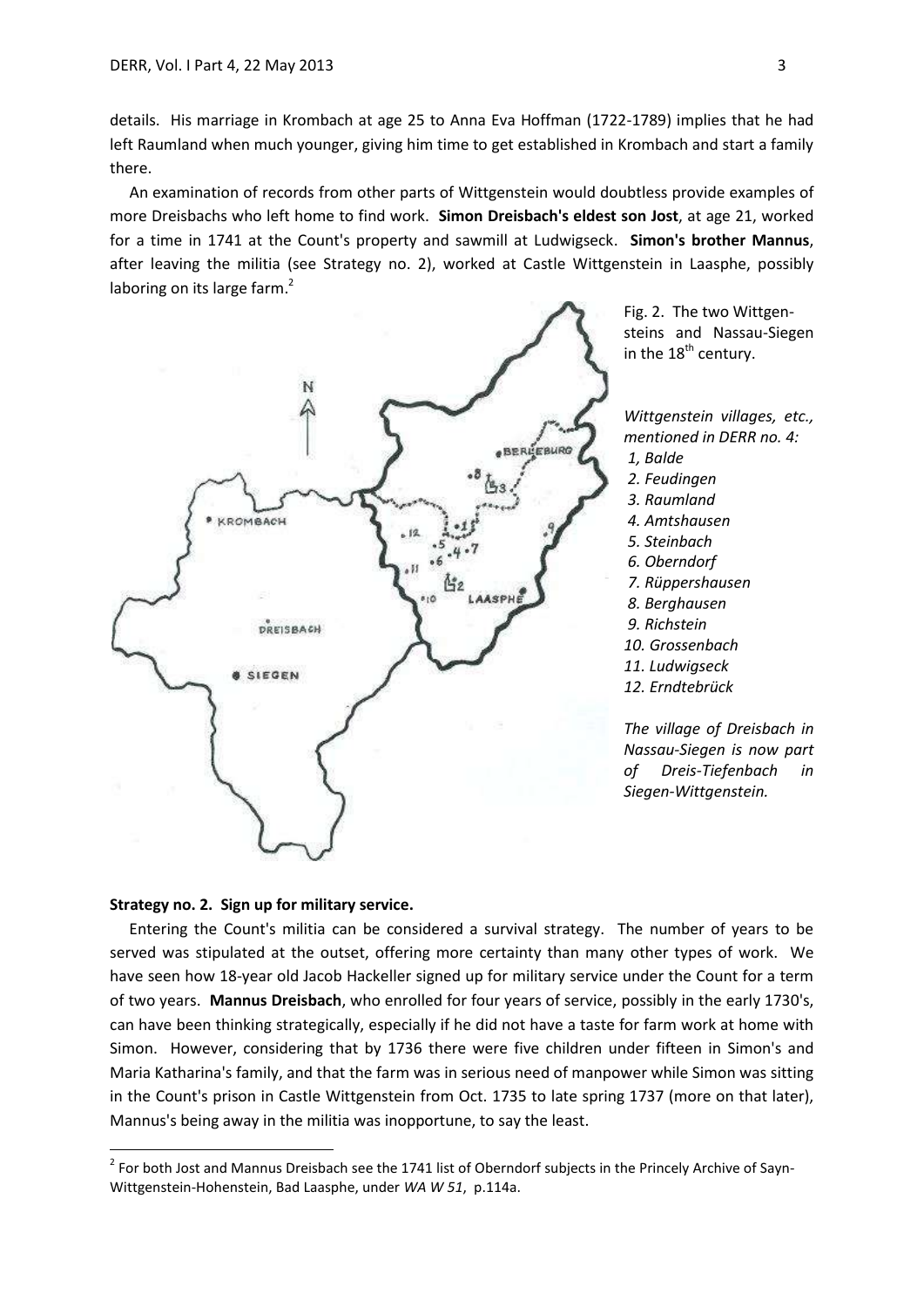details. His marriage in Krombach at age 25 to Anna Eva Hoffman (1722-1789) implies that he had left Raumland when much younger, giving him time to get established in Krombach and start a family there.

An examination of records from other parts of Wittgenstein would doubtless provide examples of more Dreisbachs who left home to find work. **Simon Dreisbach's eldest son Jost**, at age 21, worked for a time in 1741 at the Count's property and sawmill at Ludwigseck. **Simon's brother Mannus**, after leaving the militia (see Strategy no. 2), worked at Castle Wittgenstein in Laasphe, possibly laboring on its large farm.[2]

Fig. 2. The two Wittgensteins and Nassau-Siegen in the 18th century.

*Wittgenstein villages, etc., mentioned in DERR no. 4:*

*1, Balde*
*2. Feudingen*
*3. Raumland*
*4. Amtshausen*
*5. Steinbach*
*6. Oberndorf*
*7. Rüppershausen*
*8. Berghausen*
*9. Richstein*
*10. Grossenbach*
*11. Ludwigseck*
*12. Erndtebrück*

*The village of Dreisbach in Nassau-Siegen is now part of Dreis-Tiefenbach in Siegen-Wittgenstein.*

**Strategy no. 2. Sign up for military service.**

Entering the Count's militia can be considered a survival strategy. The number of years to be served was stipulated at the outset, offering more certainty than many other types of work. We have seen how 18-year old Jacob Hackeller signed up for military service under the Count for a term of two years. **Mannus Dreisbach**, who enrolled for four years of service, possibly in the early 1730's, can have been thinking strategically, especially if he did not have a taste for farm work at home with Simon. However, considering that by 1736 there were five children under fifteen in Simon's and Maria Katharina's family, and that the farm was in serious need of manpower while Simon was sitting in the Count's prison in Castle Wittgenstein from Oct. 1735 to late spring 1737 (more on that later), Mannus's being away in the militia was inopportune, to say the least.

---

[2] For both Jost and Mannus Dreisbach see the 1741 list of Oberndorf subjects in the Princely Archive of Sayn-Wittgenstein-Hohenstein, Bad Laasphe, under *WA W 51*, p.114a.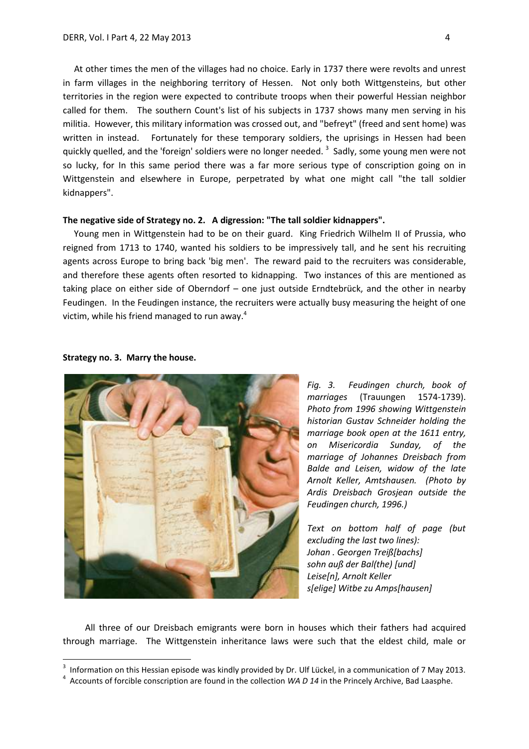At other times the men of the villages had no choice. Early in 1737 there were revolts and unrest in farm villages in the neighboring territory of Hessen. Not only both Wittgensteins, but other territories in the region were expected to contribute troops when their powerful Hessian neighbor called for them. The southern Count's list of his subjects in 1737 shows many men serving in his militia. However, this military information was crossed out, and "befreyt" (freed and sent home) was written in instead. Fortunately for these temporary soldiers, the uprisings in Hessen had been quickly quelled, and the 'foreign' soldiers were no longer needed.[3] Sadly, some young men were not so lucky, for In this same period there was a far more serious type of conscription going on in Wittgenstein and elsewhere in Europe, perpetrated by what one might call "the tall soldier kidnappers".

**The negative side of Strategy no. 2. A digression: "The tall soldier kidnappers".**

Young men in Wittgenstein had to be on their guard. King Friedrich Wilhelm II of Prussia, who reigned from 1713 to 1740, wanted his soldiers to be impressively tall, and he sent his recruiting agents across Europe to bring back 'big men'. The reward paid to the recruiters was considerable, and therefore these agents often resorted to kidnapping. Two instances of this are mentioned as taking place on either side of Oberndorf – one just outside Erndtebrück, and the other in nearby Feudingen. In the Feudingen instance, the recruiters were actually busy measuring the height of one victim, while his friend managed to run away.[4]

**Strategy no. 3. Marry the house.**

*Fig. 3. Feudingen church, book of marriages* (Trauungen 1574-1739). *Photo from 1996 showing Wittgenstein historian Gustav Schneider holding the marriage book open at the 1611 entry, on Misericordia Sunday, of the marriage of Johannes Dreisbach from Balde and Leisen, widow of the late Arnolt Keller, Amtshausen. (Photo by Ardis Dreisbach Grosjean outside the Feudingen church, 1996.)*

*Text on bottom half of page (but excluding the last two lines):*
*Johan . Georgen Treiß[bachs]*
*sohn auß der Bal(the) [und]*
*Leise[n], Arnolt Keller*
*s[elige] Witbe zu Amps[hausen]*

All three of our Dreisbach emigrants were born in houses which their fathers had acquired through marriage. The Wittgenstein inheritance laws were such that the eldest child, male or

---

[3] Information on this Hessian episode was kindly provided by Dr. Ulf Lückel, in a communication of 7 May 2013.

[4] Accounts of forcible conscription are found in the collection *WA D 14* in the Princely Archive, Bad Laasphe.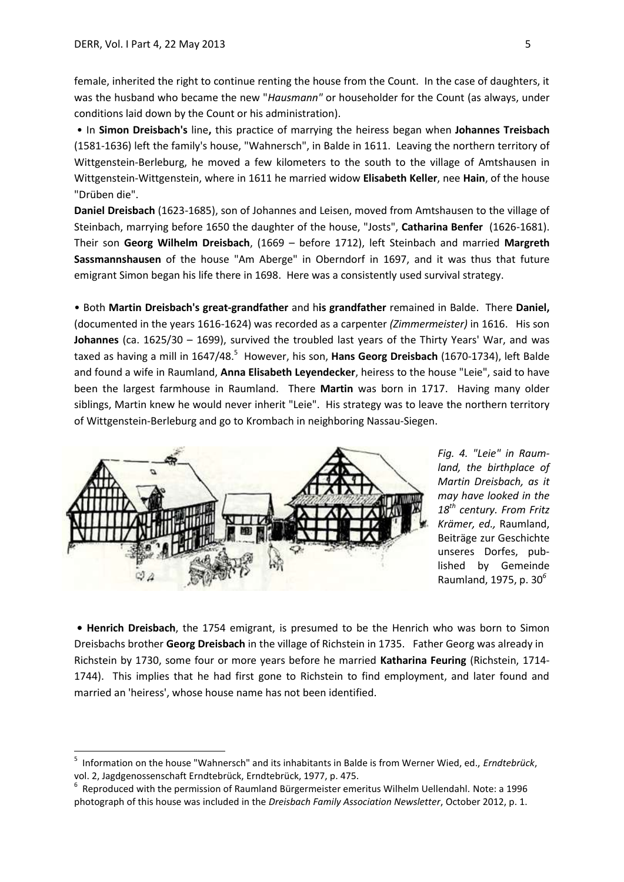female, inherited the right to continue renting the house from the Count. In the case of daughters, it was the husband who became the new "*Hausmann"* or householder for the Count (as always, under conditions laid down by the Count or his administration).

• In **Simon Dreisbach's** line**,** this practice of marrying the heiress began when **Johannes Treisbach** (1581-1636) left the family's house, "Wahnersch", in Balde in 1611. Leaving the northern territory of Wittgenstein-Berleburg, he moved a few kilometers to the south to the village of Amtshausen in Wittgenstein-Wittgenstein, where in 1611 he married widow **Elisabeth Keller**, nee **Hain**, of the house "Drüben die".

**Daniel Dreisbach** (1623-1685), son of Johannes and Leisen, moved from Amtshausen to the village of Steinbach, marrying before 1650 the daughter of the house, "Josts", **Catharina Benfer** (1626-1681). Their son **Georg Wilhelm Dreisbach**, (1669 – before 1712), left Steinbach and married **Margreth Sassmannshausen** of the house "Am Aberge" in Oberndorf in 1697, and it was thus that future emigrant Simon began his life there in 1698. Here was a consistently used survival strategy.

• Both **Martin Dreisbach's great-grandfather** and h**is grandfather** remained in Balde. There **Daniel,** (documented in the years 1616-1624) was recorded as a carpenter *(Zimmermeister)* in 1616. His son **Johannes** (ca. 1625/30 – 1699), survived the troubled last years of the Thirty Years' War, and was taxed as having a mill in 1647/48.[5] However, his son, **Hans Georg Dreisbach** (1670-1734), left Balde and found a wife in Raumland, **Anna Elisabeth Leyendecker**, heiress to the house "Leie", said to have been the largest farmhouse in Raumland. There **Martin** was born in 1717. Having many older siblings, Martin knew he would never inherit "Leie". His strategy was to leave the northern territory of Wittgenstein-Berleburg and go to Krombach in neighboring Nassau-Siegen.

*Fig. 4. "Leie" in Raumland, the birthplace of Martin Dreisbach, as it may have looked in the 18th century. From Fritz Krämer, ed.,* Raumland, Beiträge zur Geschichte unseres Dorfes, published by Gemeinde Raumland, 1975, p. 30[6]

**• Henrich Dreisbach**, the 1754 emigrant, is presumed to be the Henrich who was born to Simon Dreisbachs brother **Georg Dreisbach** in the village of Richstein in 1735. Father Georg was already in Richstein by 1730, some four or more years before he married **Katharina Feuring** (Richstein, 1714-1744). This implies that he had first gone to Richstein to find employment, and later found and married an 'heiress', whose house name has not been identified.

---

[5] Information on the house "Wahnersch" and its inhabitants in Balde is from Werner Wied, ed., *Erndtebrück*, vol. 2, Jagdgenossenschaft Erndtebrück, Erndtebrück, 1977, p. 475.

[6] Reproduced with the permission of Raumland Bürgermeister emeritus Wilhelm Uellendahl. Note: a 1996 photograph of this house was included in the *Dreisbach Family Association Newsletter*, October 2012, p. 1.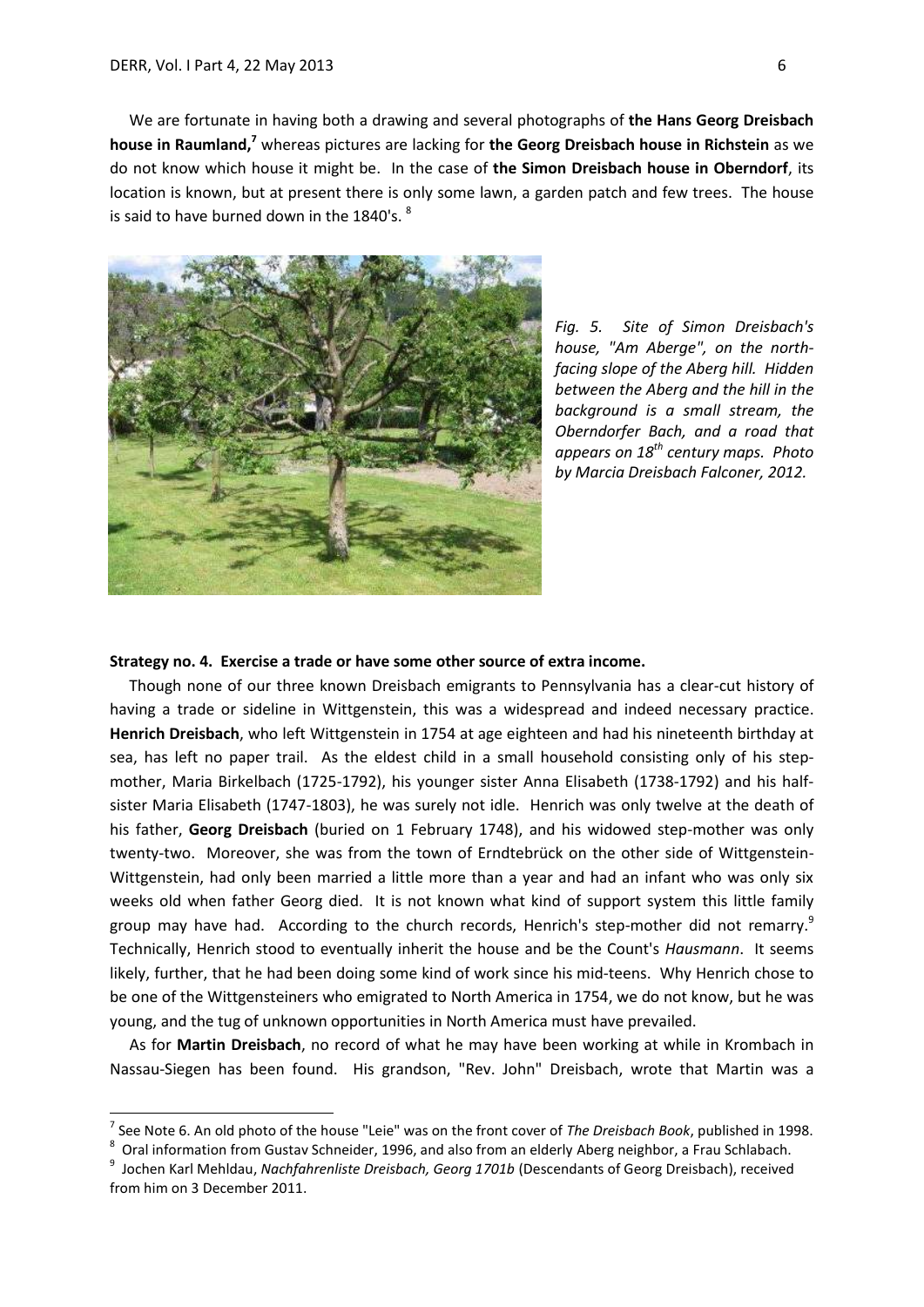We are fortunate in having both a drawing and several photographs of **the Hans Georg Dreisbach house in Raumland,**[7] whereas pictures are lacking for **the Georg Dreisbach house in Richstein** as we do not know which house it might be. In the case of **the Simon Dreisbach house in Oberndorf**, its location is known, but at present there is only some lawn, a garden patch and few trees. The house is said to have burned down in the 1840's. [8]

*Fig. 5. Site of Simon Dreisbach's house, "Am Aberge", on the north-facing slope of the Aberg hill. Hidden between the Aberg and the hill in the background is a small stream, the Oberndorfer Bach, and a road that appears on 18th century maps. Photo by Marcia Dreisbach Falconer, 2012.*

**Strategy no. 4. Exercise a trade or have some other source of extra income.**

Though none of our three known Dreisbach emigrants to Pennsylvania has a clear-cut history of having a trade or sideline in Wittgenstein, this was a widespread and indeed necessary practice. **Henrich Dreisbach**, who left Wittgenstein in 1754 at age eighteen and had his nineteenth birthday at sea, has left no paper trail. As the eldest child in a small household consisting only of his step-mother, Maria Birkelbach (1725-1792), his younger sister Anna Elisabeth (1738-1792) and his half-sister Maria Elisabeth (1747-1803), he was surely not idle. Henrich was only twelve at the death of his father, **Georg Dreisbach** (buried on 1 February 1748), and his widowed step-mother was only twenty-two. Moreover, she was from the town of Erndtebrück on the other side of Wittgenstein-Wittgenstein, had only been married a little more than a year and had an infant who was only six weeks old when father Georg died. It is not known what kind of support system this little family group may have had. According to the church records, Henrich's step-mother did not remarry.[9] Technically, Henrich stood to eventually inherit the house and be the Count's *Hausmann*. It seems likely, further, that he had been doing some kind of work since his mid-teens. Why Henrich chose to be one of the Wittgensteiners who emigrated to North America in 1754, we do not know, but he was young, and the tug of unknown opportunities in North America must have prevailed.

As for **Martin Dreisbach**, no record of what he may have been working at while in Krombach in Nassau-Siegen has been found. His grandson, "Rev. John" Dreisbach, wrote that Martin was a

---

[7] See Note 6. An old photo of the house "Leie" was on the front cover of *The Dreisbach Book*, published in 1998.

[8] Oral information from Gustav Schneider, 1996, and also from an elderly Aberg neighbor, a Frau Schlabach.

[9] Jochen Karl Mehldau, *Nachfahrenliste Dreisbach, Georg 1701b* (Descendants of Georg Dreisbach), received from him on 3 December 2011.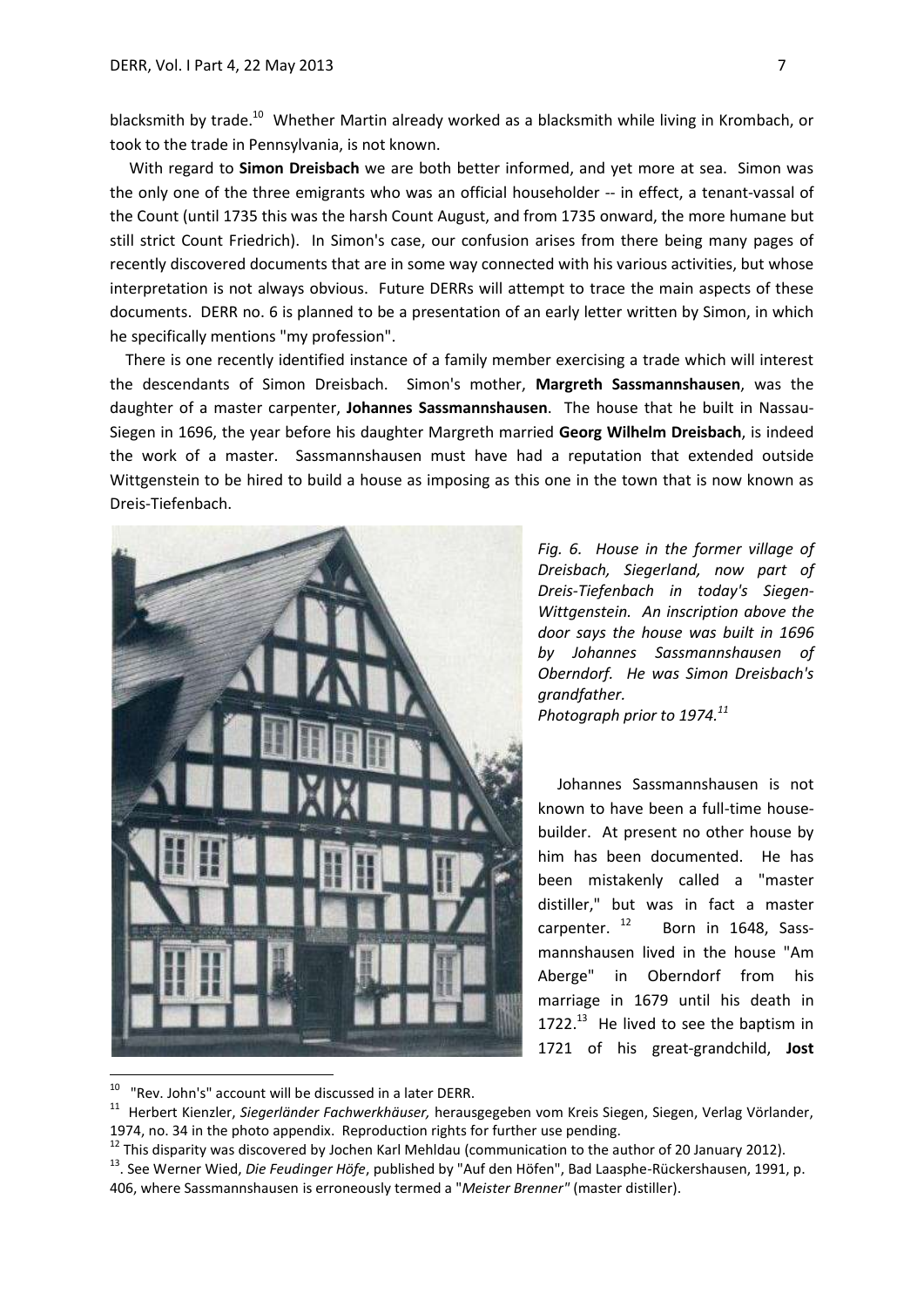blacksmith by trade.[10] Whether Martin already worked as a blacksmith while living in Krombach, or took to the trade in Pennsylvania, is not known.

With regard to **Simon Dreisbach** we are both better informed, and yet more at sea. Simon was the only one of the three emigrants who was an official householder -- in effect, a tenant-vassal of the Count (until 1735 this was the harsh Count August, and from 1735 onward, the more humane but still strict Count Friedrich). In Simon's case, our confusion arises from there being many pages of recently discovered documents that are in some way connected with his various activities, but whose interpretation is not always obvious. Future DERRs will attempt to trace the main aspects of these documents. DERR no. 6 is planned to be a presentation of an early letter written by Simon, in which he specifically mentions "my profession".

There is one recently identified instance of a family member exercising a trade which will interest the descendants of Simon Dreisbach. Simon's mother, **Margreth Sassmannshausen**, was the daughter of a master carpenter, **Johannes Sassmannshausen**. The house that he built in Nassau-Siegen in 1696, the year before his daughter Margreth married **Georg Wilhelm Dreisbach**, is indeed the work of a master. Sassmannshausen must have had a reputation that extended outside Wittgenstein to be hired to build a house as imposing as this one in the town that is now known as Dreis-Tiefenbach.

*Fig. 6. House in the former village of Dreisbach, Siegerland, now part of Dreis-Tiefenbach in today's Siegen-Wittgenstein. An inscription above the door says the house was built in 1696 by Johannes Sassmannshausen of Oberndorf. He was Simon Dreisbach's grandfather.*
*Photograph prior to 1974.*[11]

Johannes Sassmannshausen is not known to have been a full-time house-builder. At present no other house by him has been documented. He has been mistakenly called a "master distiller," but was in fact a master carpenter.[12] Born in 1648, Sassmannshausen lived in the house "Am Aberge" in Oberndorf from his marriage in 1679 until his death in 1722.[13] He lived to see the baptism in 1721 of his great-grandchild, **Jost**

---

[10] "Rev. John's" account will be discussed in a later DERR.

[11] Herbert Kienzler, *Siegerländer Fachwerkhäuser,* herausgegeben vom Kreis Siegen, Siegen, Verlag Vörlander, 1974, no. 34 in the photo appendix. Reproduction rights for further use pending.

[12] This disparity was discovered by Jochen Karl Mehldau (communication to the author of 20 January 2012).

[13]. See Werner Wied, *Die Feudinger Höfe*, published by "Auf den Höfen", Bad Laasphe-Rückershausen, 1991, p. 406, where Sassmannshausen is erroneously termed a "*Meister Brenner"* (master distiller).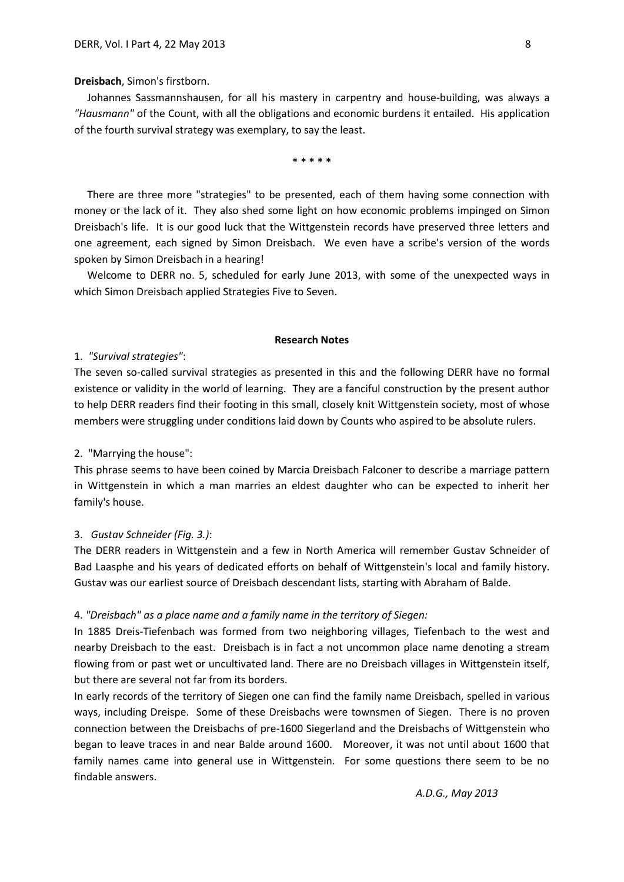**Dreisbach**, Simon's firstborn.

Johannes Sassmannshausen, for all his mastery in carpentry and house-building, was always a *"Hausmann"* of the Count, with all the obligations and economic burdens it entailed. His application of the fourth survival strategy was exemplary, to say the least.

\* \* \* \* \*

There are three more "strategies" to be presented, each of them having some connection with money or the lack of it. They also shed some light on how economic problems impinged on Simon Dreisbach's life. It is our good luck that the Wittgenstein records have preserved three letters and one agreement, each signed by Simon Dreisbach. We even have a scribe's version of the words spoken by Simon Dreisbach in a hearing!

Welcome to DERR no. 5, scheduled for early June 2013, with some of the unexpected ways in which Simon Dreisbach applied Strategies Five to Seven.

## Research Notes

1. *"Survival strategies"*:

The seven so-called survival strategies as presented in this and the following DERR have no formal existence or validity in the world of learning. They are a fanciful construction by the present author to help DERR readers find their footing in this small, closely knit Wittgenstein society, most of whose members were struggling under conditions laid down by Counts who aspired to be absolute rulers.

2. "Marrying the house":

This phrase seems to have been coined by Marcia Dreisbach Falconer to describe a marriage pattern in Wittgenstein in which a man marries an eldest daughter who can be expected to inherit her family's house.

3. *Gustav Schneider (Fig. 3.)*:

The DERR readers in Wittgenstein and a few in North America will remember Gustav Schneider of Bad Laasphe and his years of dedicated efforts on behalf of Wittgenstein's local and family history. Gustav was our earliest source of Dreisbach descendant lists, starting with Abraham of Balde.

4. *"Dreisbach" as a place name and a family name in the territory of Siegen:*

In 1885 Dreis-Tiefenbach was formed from two neighboring villages, Tiefenbach to the west and nearby Dreisbach to the east. Dreisbach is in fact a not uncommon place name denoting a stream flowing from or past wet or uncultivated land. There are no Dreisbach villages in Wittgenstein itself, but there are several not far from its borders.

In early records of the territory of Siegen one can find the family name Dreisbach, spelled in various ways, including Dreispe. Some of these Dreisbachs were townsmen of Siegen. There is no proven connection between the Dreisbachs of pre-1600 Siegerland and the Dreisbachs of Wittgenstein who began to leave traces in and near Balde around 1600. Moreover, it was not until about 1600 that family names came into general use in Wittgenstein. For some questions there seem to be no findable answers.

*A.D.G., May 2013*